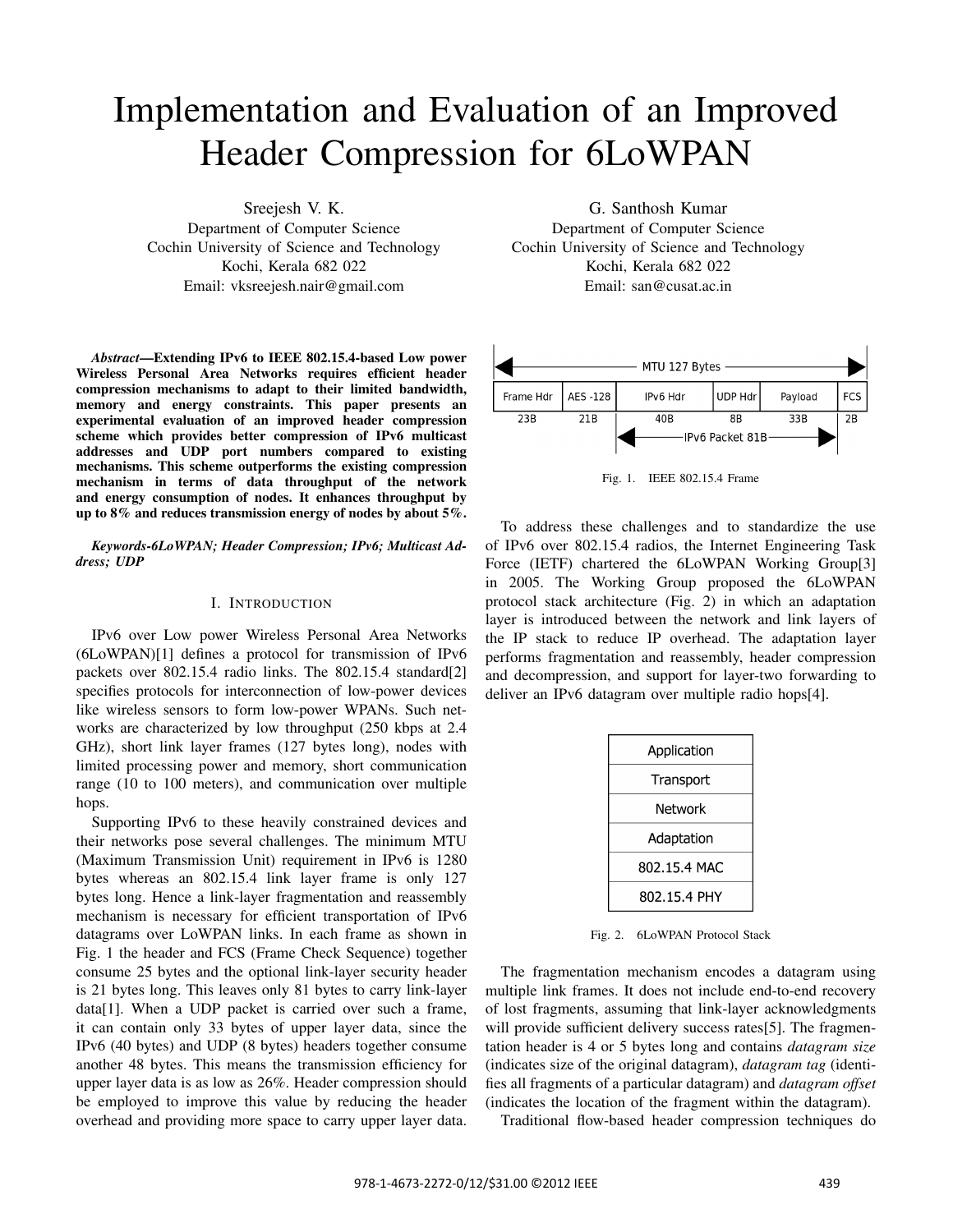# Implementation and Evaluation of an Improved Header Compression for 6LoWPAN

Sreejesh V. K.
Department of Computer Science
Cochin University of Science and Technology
Kochi, Kerala 682 022
Email: vksreejesh.nair@gmail.com

G. Santhosh Kumar
Department of Computer Science
Cochin University of Science and Technology
Kochi, Kerala 682 022
Email: san@cusat.ac.in

***Abstract*—Extending IPv6 to IEEE 802.15.4-based Low power Wireless Personal Area Networks requires efficient header compression mechanisms to adapt to their limited bandwidth, memory and energy constraints. This paper presents an experimental evaluation of an improved header compression scheme which provides better compression of IPv6 multicast addresses and UDP port numbers compared to existing mechanisms. This scheme outperforms the existing compression mechanism in terms of data throughput of the network and energy consumption of nodes. It enhances throughput by up to 8% and reduces transmission energy of nodes by about 5%.**

***Keywords*-6LoWPAN; Header Compression; IPv6; Multicast Address; UDP**

## I. Introduction

IPv6 over Low power Wireless Personal Area Networks (6LoWPAN)[1] defines a protocol for transmission of IPv6 packets over 802.15.4 radio links. The 802.15.4 standard[2] specifies protocols for interconnection of low-power devices like wireless sensors to form low-power WPANs. Such networks are characterized by low throughput (250 kbps at 2.4 GHz), short link layer frames (127 bytes long), nodes with limited processing power and memory, short communication range (10 to 100 meters), and communication over multiple hops.

Supporting IPv6 to these heavily constrained devices and their networks pose several challenges. The minimum MTU (Maximum Transmission Unit) requirement in IPv6 is 1280 bytes whereas an 802.15.4 link layer frame is only 127 bytes long. Hence a link-layer fragmentation and reassembly mechanism is necessary for efficient transportation of IPv6 datagrams over LoWPAN links. In each frame as shown in Fig. 1 the header and FCS (Frame Check Sequence) together consume 25 bytes and the optional link-layer security header is 21 bytes long. This leaves only 81 bytes to carry link-layer data[1]. When a UDP packet is carried over such a frame, it can contain only 33 bytes of upper layer data, since the IPv6 (40 bytes) and UDP (8 bytes) headers together consume another 48 bytes. This means the transmission efficiency for upper layer data is as low as 26%. Header compression should be employed to improve this value by reducing the header overhead and providing more space to carry upper layer data.

| MTU 127 Bytes | | | | | |
|---|---|---|---|---|---|
| Frame Hdr | AES -128 | IPv6 Hdr | UDP Hdr | Payload | FCS |
| 23B | 21B | 40B | 8B | 33B | 2B |
| | | IPv6 Packet 81B | | | |

Fig. 1. IEEE 802.15.4 Frame

To address these challenges and to standardize the use of IPv6 over 802.15.4 radios, the Internet Engineering Task Force (IETF) chartered the 6LoWPAN Working Group[3] in 2005. The Working Group proposed the 6LoWPAN protocol stack architecture (Fig. 2) in which an adaptation layer is introduced between the network and link layers of the IP stack to reduce IP overhead. The adaptation layer performs fragmentation and reassembly, header compression and decompression, and support for layer-two forwarding to deliver an IPv6 datagram over multiple radio hops[4].

| Application |
|---|
| Transport |
| Network |
| Adaptation |
| 802.15.4 MAC |
| 802.15.4 PHY |

Fig. 2. 6LoWPAN Protocol Stack

The fragmentation mechanism encodes a datagram using multiple link frames. It does not include end-to-end recovery of lost fragments, assuming that link-layer acknowledgments will provide sufficient delivery success rates[5]. The fragmentation header is 4 or 5 bytes long and contains *datagram size* (indicates size of the original datagram), *datagram tag* (identifies all fragments of a particular datagram) and *datagram offset* (indicates the location of the fragment within the datagram).

Traditional flow-based header compression techniques do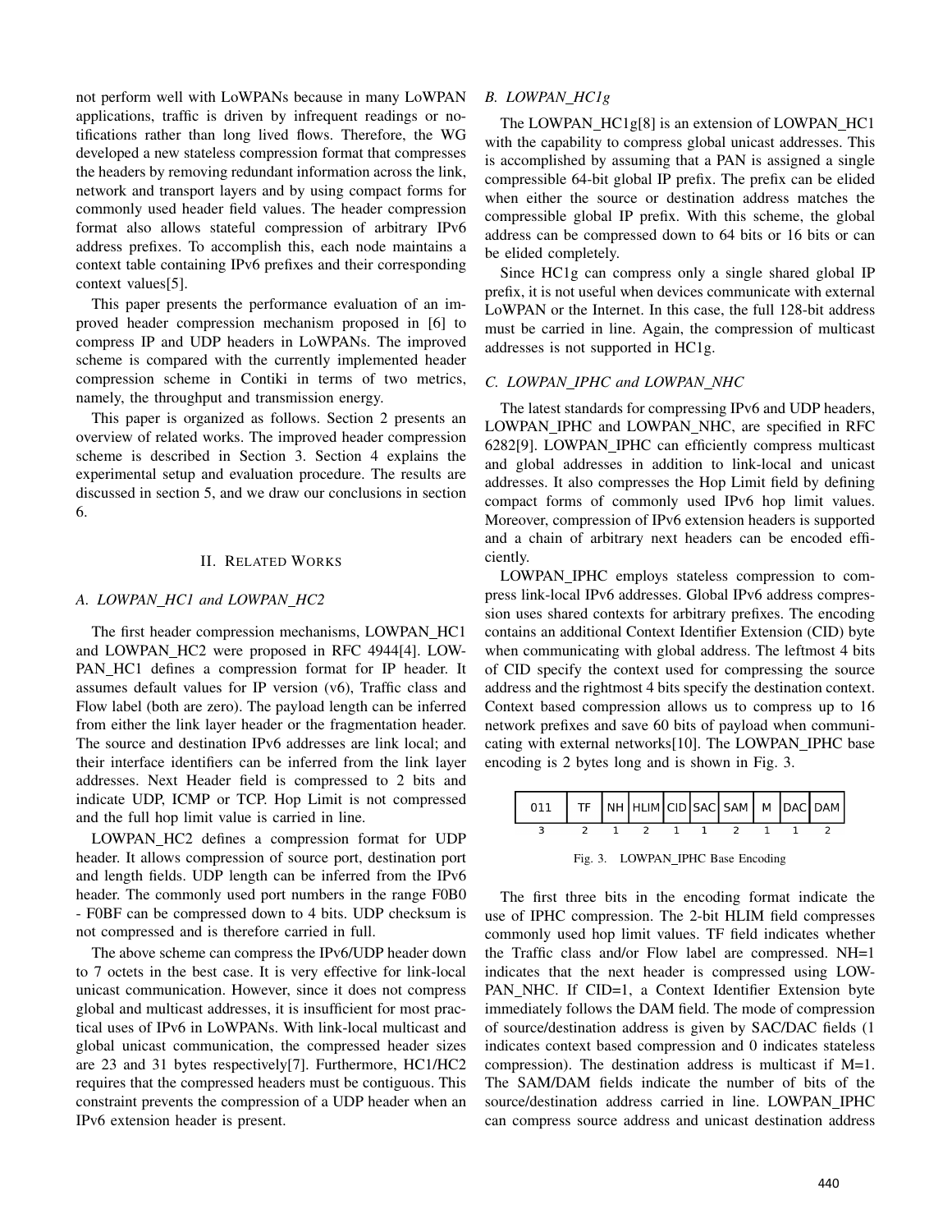not perform well with LoWPANs because in many LoWPAN applications, traffic is driven by infrequent readings or notifications rather than long lived flows. Therefore, the WG developed a new stateless compression format that compresses the headers by removing redundant information across the link, network and transport layers and by using compact forms for commonly used header field values. The header compression format also allows stateful compression of arbitrary IPv6 address prefixes. To accomplish this, each node maintains a context table containing IPv6 prefixes and their corresponding context values[5].

This paper presents the performance evaluation of an improved header compression mechanism proposed in [6] to compress IP and UDP headers in LoWPANs. The improved scheme is compared with the currently implemented header compression scheme in Contiki in terms of two metrics, namely, the throughput and transmission energy.

This paper is organized as follows. Section 2 presents an overview of related works. The improved header compression scheme is described in Section 3. Section 4 explains the experimental setup and evaluation procedure. The results are discussed in section 5, and we draw our conclusions in section 6.

## II. Related Works

### A. LOWPAN_HC1 and LOWPAN_HC2

The first header compression mechanisms, LOWPAN_HC1 and LOWPAN_HC2 were proposed in RFC 4944[4]. LOWPAN_HC1 defines a compression format for IP header. It assumes default values for IP version (v6), Traffic class and Flow label (both are zero). The payload length can be inferred from either the link layer header or the fragmentation header. The source and destination IPv6 addresses are link local; and their interface identifiers can be inferred from the link layer addresses. Next Header field is compressed to 2 bits and indicate UDP, ICMP or TCP. Hop Limit is not compressed and the full hop limit value is carried in line.

LOWPAN_HC2 defines a compression format for UDP header. It allows compression of source port, destination port and length fields. UDP length can be inferred from the IPv6 header. The commonly used port numbers in the range F0B0 - F0BF can be compressed down to 4 bits. UDP checksum is not compressed and is therefore carried in full.

The above scheme can compress the IPv6/UDP header down to 7 octets in the best case. It is very effective for link-local unicast communication. However, since it does not compress global and multicast addresses, it is insufficient for most practical uses of IPv6 in LoWPANs. With link-local multicast and global unicast communication, the compressed header sizes are 23 and 31 bytes respectively[7]. Furthermore, HC1/HC2 requires that the compressed headers must be contiguous. This constraint prevents the compression of a UDP header when an IPv6 extension header is present.

### B. LOWPAN_HC1g

The LOWPAN_HC1g[8] is an extension of LOWPAN_HC1 with the capability to compress global unicast addresses. This is accomplished by assuming that a PAN is assigned a single compressible 64-bit global IP prefix. The prefix can be elided when either the source or destination address matches the compressible global IP prefix. With this scheme, the global address can be compressed down to 64 bits or 16 bits or can be elided completely.

Since HC1g can compress only a single shared global IP prefix, it is not useful when devices communicate with external LoWPAN or the Internet. In this case, the full 128-bit address must be carried in line. Again, the compression of multicast addresses is not supported in HC1g.

### C. LOWPAN_IPHC and LOWPAN_NHC

The latest standards for compressing IPv6 and UDP headers, LOWPAN_IPHC and LOWPAN_NHC, are specified in RFC 6282[9]. LOWPAN_IPHC can efficiently compress multicast and global addresses in addition to link-local and unicast addresses. It also compresses the Hop Limit field by defining compact forms of commonly used IPv6 hop limit values. Moreover, compression of IPv6 extension headers is supported and a chain of arbitrary next headers can be encoded efficiently.

LOWPAN_IPHC employs stateless compression to compress link-local IPv6 addresses. Global IPv6 address compression uses shared contexts for arbitrary prefixes. The encoding contains an additional Context Identifier Extension (CID) byte when communicating with global address. The leftmost 4 bits of CID specify the context used for compressing the source address and the rightmost 4 bits specify the destination context. Context based compression allows us to compress up to 16 network prefixes and save 60 bits of payload when communicating with external networks[10]. The LOWPAN_IPHC base encoding is 2 bytes long and is shown in Fig. 3.

| 011 | TF | NH | HLIM | CID | SAC | SAM | M | DAC | DAM |
|---|---|---|---|---|---|---|---|---|---|
| 3 | 2 | 1 | 2 | 1 | 1 | 2 | 1 | 1 | 2 |

Fig. 3. LOWPAN_IPHC Base Encoding

The first three bits in the encoding format indicate the use of IPHC compression. The 2-bit HLIM field compresses commonly used hop limit values. TF field indicates whether the Traffic class and/or Flow label are compressed. NH=1 indicates that the next header is compressed using LOWPAN_NHC. If CID=1, a Context Identifier Extension byte immediately follows the DAM field. The mode of compression of source/destination address is given by SAC/DAC fields (1 indicates context based compression and 0 indicates stateless compression). The destination address is multicast if M=1. The SAM/DAM fields indicate the number of bits of the source/destination address carried in line. LOWPAN_IPHC can compress source address and unicast destination address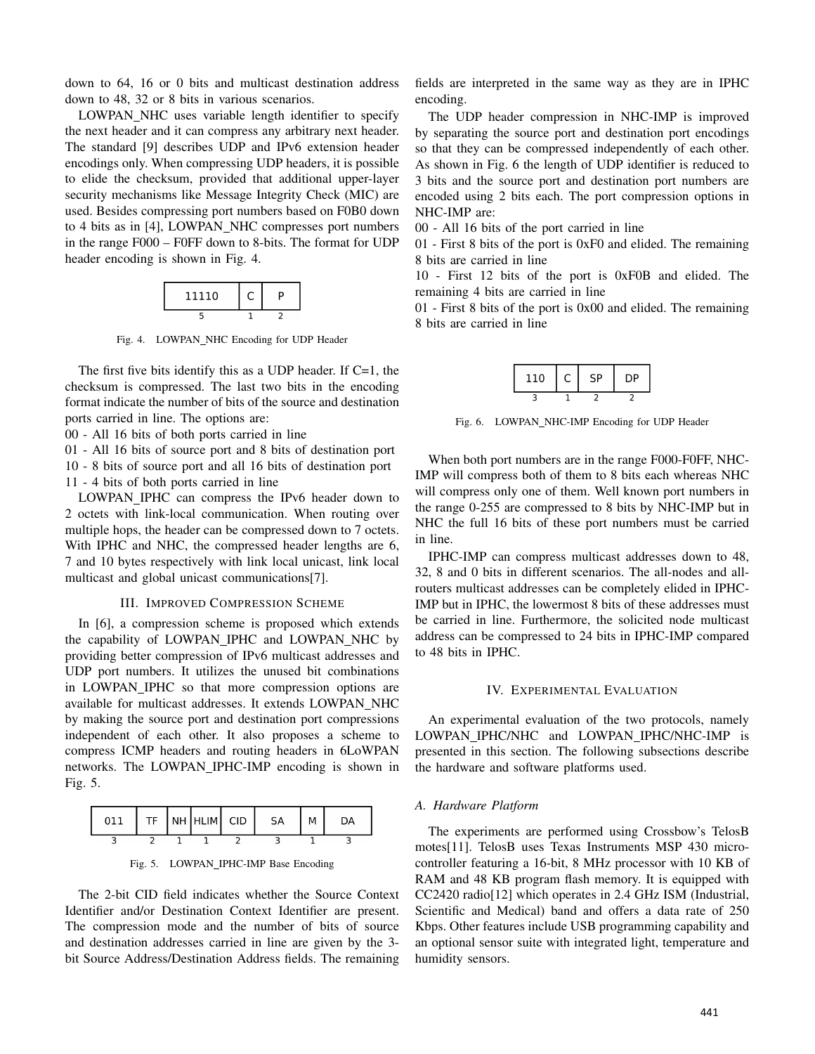down to 64, 16 or 0 bits and multicast destination address down to 48, 32 or 8 bits in various scenarios.

LOWPAN_NHC uses variable length identifier to specify the next header and it can compress any arbitrary next header. The standard [9] describes UDP and IPv6 extension header encodings only. When compressing UDP headers, it is possible to elide the checksum, provided that additional upper-layer security mechanisms like Message Integrity Check (MIC) are used. Besides compressing port numbers based on F0B0 down to 4 bits as in [4], LOWPAN_NHC compresses port numbers in the range F000 – F0FF down to 8-bits. The format for UDP header encoding is shown in Fig. 4.

| 11110 | C | P |
|---|---|---|
| 5 | 1 | 2 |

Fig. 4. LOWPAN_NHC Encoding for UDP Header

The first five bits identify this as a UDP header. If C=1, the checksum is compressed. The last two bits in the encoding format indicate the number of bits of the source and destination ports carried in line. The options are:

00 - All 16 bits of both ports carried in line
01 - All 16 bits of source port and 8 bits of destination port
10 - 8 bits of source port and all 16 bits of destination port
11 - 4 bits of both ports carried in line

LOWPAN_IPHC can compress the IPv6 header down to 2 octets with link-local communication. When routing over multiple hops, the header can be compressed down to 7 octets. With IPHC and NHC, the compressed header lengths are 6, 7 and 10 bytes respectively with link local unicast, link local multicast and global unicast communications[7].

## III. Improved Compression Scheme

In [6], a compression scheme is proposed which extends the capability of LOWPAN_IPHC and LOWPAN_NHC by providing better compression of IPv6 multicast addresses and UDP port numbers. It utilizes the unused bit combinations in LOWPAN_IPHC so that more compression options are available for multicast addresses. It extends LOWPAN_NHC by making the source port and destination port compressions independent of each other. It also proposes a scheme to compress ICMP headers and routing headers in 6LoWPAN networks. The LOWPAN_IPHC-IMP encoding is shown in Fig. 5.

| 011 | TF | NH | HLIM | CID | SA | M | DA |
|---|---|---|---|---|---|---|---|
| 3 | 2 | 1 | 1 | 2 | 3 | 1 | 3 |

Fig. 5. LOWPAN_IPHC-IMP Base Encoding

The 2-bit CID field indicates whether the Source Context Identifier and/or Destination Context Identifier are present. The compression mode and the number of bits of source and destination addresses carried in line are given by the 3-bit Source Address/Destination Address fields. The remaining fields are interpreted in the same way as they are in IPHC encoding.

The UDP header compression in NHC-IMP is improved by separating the source port and destination port encodings so that they can be compressed independently of each other. As shown in Fig. 6 the length of UDP identifier is reduced to 3 bits and the source port and destination port numbers are encoded using 2 bits each. The port compression options in NHC-IMP are:

00 - All 16 bits of the port carried in line
01 - First 8 bits of the port is 0xF0 and elided. The remaining 8 bits are carried in line
10 - First 12 bits of the port is 0xF0B and elided. The remaining 4 bits are carried in line
01 - First 8 bits of the port is 0x00 and elided. The remaining 8 bits are carried in line

| 110 | C | SP | DP |
|---|---|---|---|
| 3 | 1 | 2 | 2 |

Fig. 6. LOWPAN_NHC-IMP Encoding for UDP Header

When both port numbers are in the range F000-F0FF, NHC-IMP will compress both of them to 8 bits each whereas NHC will compress only one of them. Well known port numbers in the range 0-255 are compressed to 8 bits by NHC-IMP but in NHC the full 16 bits of these port numbers must be carried in line.

IPHC-IMP can compress multicast addresses down to 48, 32, 8 and 0 bits in different scenarios. The all-nodes and all-routers multicast addresses can be completely elided in IPHC-IMP but in IPHC, the lowermost 8 bits of these addresses must be carried in line. Furthermore, the solicited node multicast address can be compressed to 24 bits in IPHC-IMP compared to 48 bits in IPHC.

## IV. Experimental Evaluation

An experimental evaluation of the two protocols, namely LOWPAN_IPHC/NHC and LOWPAN_IPHC/NHC-IMP is presented in this section. The following subsections describe the hardware and software platforms used.

### A. Hardware Platform

The experiments are performed using Crossbow's TelosB motes[11]. TelosB uses Texas Instruments MSP 430 microcontroller featuring a 16-bit, 8 MHz processor with 10 KB of RAM and 48 KB program flash memory. It is equipped with CC2420 radio[12] which operates in 2.4 GHz ISM (Industrial, Scientific and Medical) band and offers a data rate of 250 Kbps. Other features include USB programming capability and an optional sensor suite with integrated light, temperature and humidity sensors.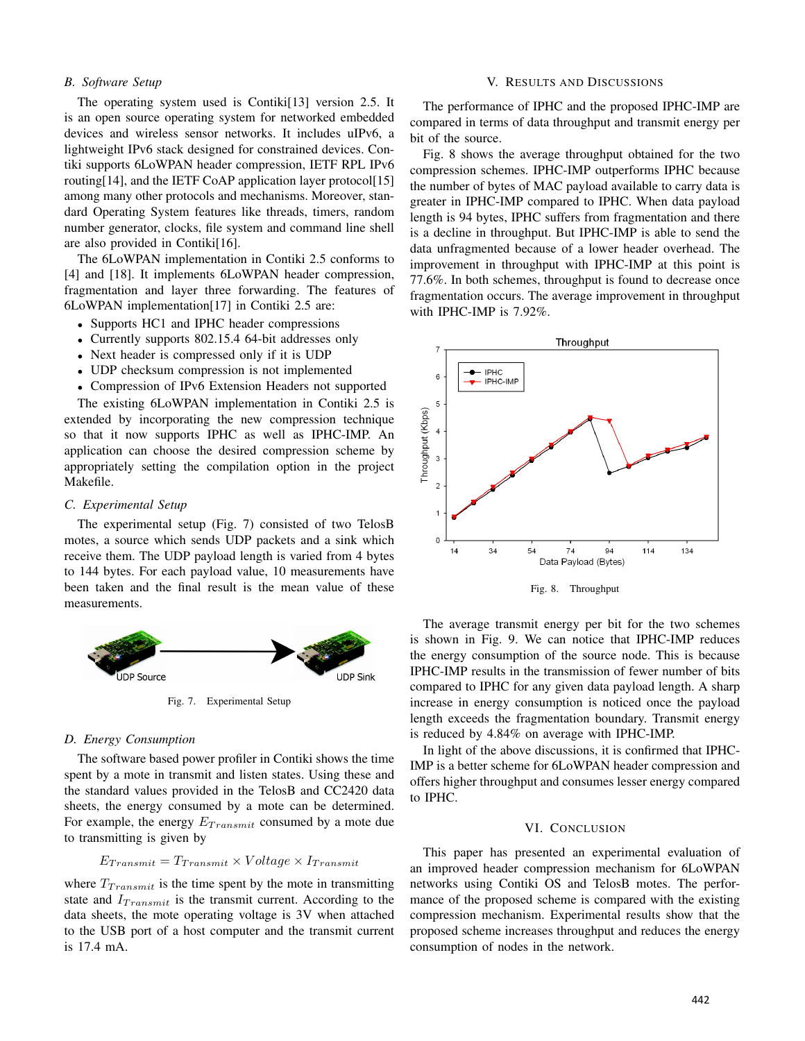### B. Software Setup

The operating system used is Contiki[13] version 2.5. It is an open source operating system for networked embedded devices and wireless sensor networks. It includes uIPv6, a lightweight IPv6 stack designed for constrained devices. Contiki supports 6LoWPAN header compression, IETF RPL IPv6 routing[14], and the IETF CoAP application layer protocol[15] among many other protocols and mechanisms. Moreover, standard Operating System features like threads, timers, random number generator, clocks, file system and command line shell are also provided in Contiki[16].

The 6LoWPAN implementation in Contiki 2.5 conforms to [4] and [18]. It implements 6LoWPAN header compression, fragmentation and layer three forwarding. The features of 6LoWPAN implementation[17] in Contiki 2.5 are:

- Supports HC1 and IPHC header compressions
- Currently supports 802.15.4 64-bit addresses only
- Next header is compressed only if it is UDP
- UDP checksum compression is not implemented
- Compression of IPv6 Extension Headers not supported

The existing 6LoWPAN implementation in Contiki 2.5 is extended by incorporating the new compression technique so that it now supports IPHC as well as IPHC-IMP. An application can choose the desired compression scheme by appropriately setting the compilation option in the project Makefile.

### C. Experimental Setup

The experimental setup (Fig. 7) consisted of two TelosB motes, a source which sends UDP packets and a sink which receive them. The UDP payload length is varied from 4 bytes to 144 bytes. For each payload value, 10 measurements have been taken and the final result is the mean value of these measurements.

Fig. 7. Experimental Setup

### D. Energy Consumption

The software based power profiler in Contiki shows the time spent by a mote in transmit and listen states. Using these and the standard values provided in the TelosB and CC2420 data sheets, the energy consumed by a mote can be determined. For example, the energy $E_{Transmit}$ consumed by a mote due to transmitting is given by

$$E_{Transmit} = T_{Transmit} \times Voltage \times I_{Transmit}$$

where $T_{Transmit}$ is the time spent by the mote in transmitting state and $I_{Transmit}$ is the transmit current. According to the data sheets, the mote operating voltage is 3V when attached to the USB port of a host computer and the transmit current is 17.4 mA.

## V. Results and Discussions

The performance of IPHC and the proposed IPHC-IMP are compared in terms of data throughput and transmit energy per bit of the source.

Fig. 8 shows the average throughput obtained for the two compression schemes. IPHC-IMP outperforms IPHC because the number of bytes of MAC payload available to carry data is greater in IPHC-IMP compared to IPHC. When data payload length is 94 bytes, IPHC suffers from fragmentation and there is a decline in throughput. But IPHC-IMP is able to send the data unfragmented because of a lower header overhead. The improvement in throughput with IPHC-IMP at this point is 77.6%. In both schemes, throughput is found to decrease once fragmentation occurs. The average improvement in throughput with IPHC-IMP is 7.92%.

Fig. 8. Throughput

The average transmit energy per bit for the two schemes is shown in Fig. 9. We can notice that IPHC-IMP reduces the energy consumption of the source node. This is because IPHC-IMP results in the transmission of fewer number of bits compared to IPHC for any given data payload length. A sharp increase in energy consumption is noticed once the payload length exceeds the fragmentation boundary. Transmit energy is reduced by 4.84% on average with IPHC-IMP.

In light of the above discussions, it is confirmed that IPHC-IMP is a better scheme for 6LoWPAN header compression and offers higher throughput and consumes lesser energy compared to IPHC.

## VI. Conclusion

This paper has presented an experimental evaluation of an improved header compression mechanism for 6LoWPAN networks using Contiki OS and TelosB motes. The performance of the proposed scheme is compared with the existing compression mechanism. Experimental results show that the proposed scheme increases throughput and reduces the energy consumption of nodes in the network.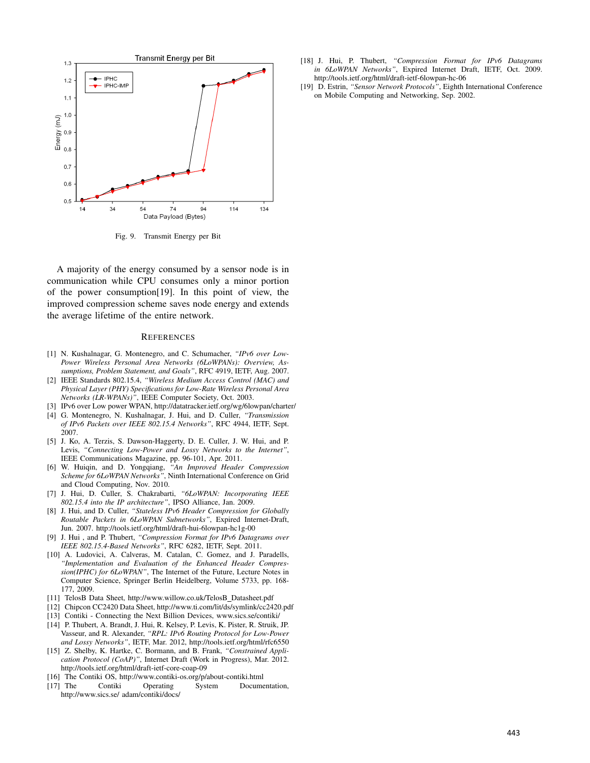Transmit Energy per Bit

Energy (mJ)

1.3
1.2
1.1
1.0
0.9
0.8
0.7
0.6
0.5

14 34 54 74 94 114 134

Data Payload (Bytes)

IPHC
IPHC-IMP

Fig. 9. Transmit Energy per Bit

A majority of the energy consumed by a sensor node is in communication while CPU consumes only a minor portion of the power consumption[19]. In this point of view, the improved compression scheme saves node energy and extends the average lifetime of the entire network.

## References

[1] N. Kushalnagar, G. Montenegro, and C. Schumacher, *"IPv6 over Low-Power Wireless Personal Area Networks (6LoWPANs): Overview, Assumptions, Problem Statement, and Goals"*, RFC 4919, IETF, Aug. 2007.

[2] IEEE Standards 802.15.4, *"Wireless Medium Access Control (MAC) and Physical Layer (PHY) Specifications for Low-Rate Wireless Personal Area Networks (LR-WPANs)"*, IEEE Computer Society, Oct. 2003.

[3] IPv6 over Low power WPAN, http://datatracker.ietf.org/wg/6lowpan/charter/

[4] G. Montenegro, N. Kushalnagar, J. Hui, and D. Culler, *"Transmission of IPv6 Packets over IEEE 802.15.4 Networks"*, RFC 4944, IETF, Sept. 2007.

[5] J. Ko, A. Terzis, S. Dawson-Haggerty, D. E. Culler, J. W. Hui, and P. Levis, *"Connecting Low-Power and Lossy Networks to the Internet"*, IEEE Communications Magazine, pp. 96-101, Apr. 2011.

[6] W. Huiqin, and D. Yongqiang, *"An Improved Header Compression Scheme for 6LoWPAN Networks"*, Ninth International Conference on Grid and Cloud Computing, Nov. 2010.

[7] J. Hui, D. Culler, S. Chakrabarti, *"6LoWPAN: Incorporating IEEE 802.15.4 into the IP architecture"*, IPSO Alliance, Jan. 2009.

[8] J. Hui, and D. Culler, *"Stateless IPv6 Header Compression for Globally Routable Packets in 6LoWPAN Subnetworks"*, Expired Internet-Draft, Jun. 2007. http://tools.ietf.org/html/draft-hui-6lowpan-hc1g-00

[9] J. Hui , and P. Thubert, *"Compression Format for IPv6 Datagrams over IEEE 802.15.4-Based Networks"*, RFC 6282, IETF, Sept. 2011.

[10] A. Ludovici, A. Calveras, M. Catalan, C. Gomez, and J. Paradells, *"Implementation and Evaluation of the Enhanced Header Compression(IPHC) for 6LoWPAN"*, The Internet of the Future, Lecture Notes in Computer Science, Springer Berlin Heidelberg, Volume 5733, pp. 168-177, 2009.

[11] TelosB Data Sheet, http://www.willow.co.uk/TelosB_Datasheet.pdf

[12] Chipcon CC2420 Data Sheet, http://www.ti.com/lit/ds/symlink/cc2420.pdf

[13] Contiki - Connecting the Next Billion Devices, www.sics.se/contiki/

[14] P. Thubert, A. Brandt, J. Hui, R. Kelsey, P. Levis, K. Pister, R. Struik, JP. Vasseur, and R. Alexander, *"RPL: IPv6 Routing Protocol for Low-Power and Lossy Networks"*, IETF, Mar. 2012, http://tools.ietf.org/html/rfc6550

[15] Z. Shelby, K. Hartke, C. Bormann, and B. Frank, *"Constrained Application Protocol (CoAP)"*, Internet Draft (Work in Progress), Mar. 2012. http://tools.ietf.org/html/draft-ietf-core-coap-09

[16] The Contiki OS, http://www.contiki-os.org/p/about-contiki.html

[17] The Contiki Operating System Documentation, http://www.sics.se/ adam/contiki/docs/

[18] J. Hui, P. Thubert, *"Compression Format for IPv6 Datagrams in 6LoWPAN Networks"*, Expired Internet Draft, IETF, Oct. 2009. http://tools.ietf.org/html/draft-ietf-6lowpan-hc-06

[19] D. Estrin, *"Sensor Network Protocols"*, Eighth International Conference on Mobile Computing and Networking, Sep. 2002.